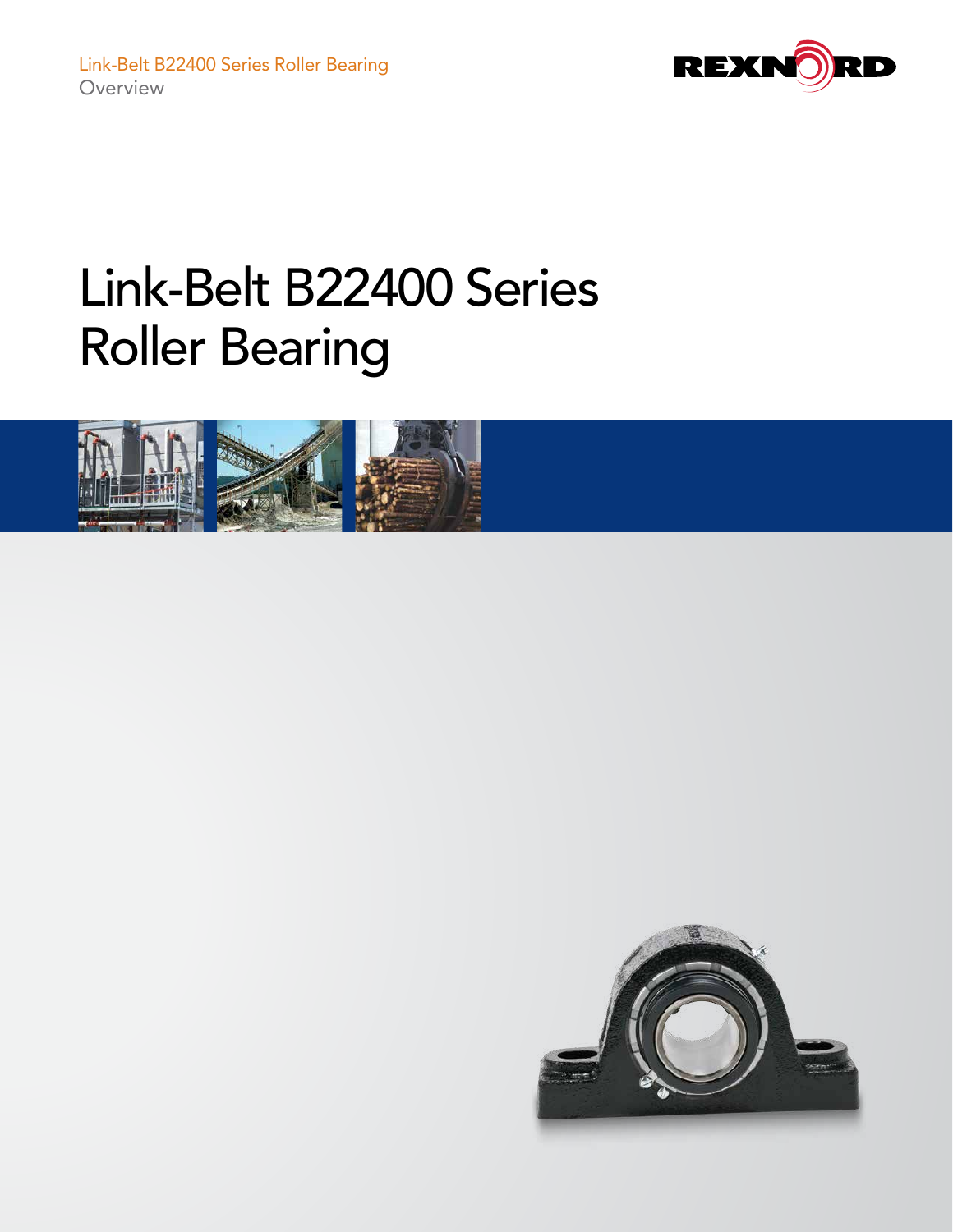Link-Belt B22400 Series Roller Bearing
Overview

# Link-Belt B22400 Series Roller Bearing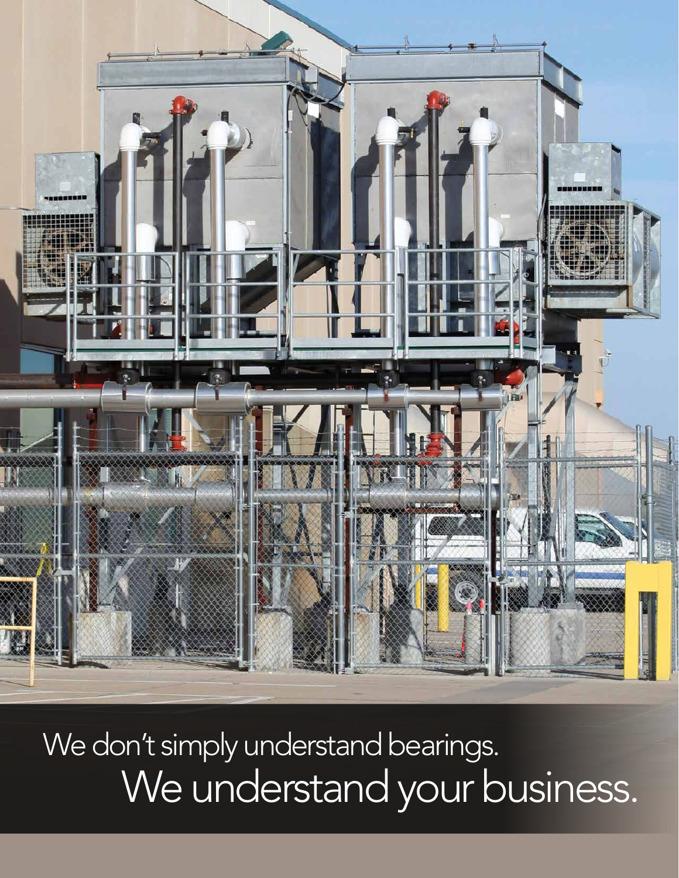We don't simply understand bearings.

We understand your business.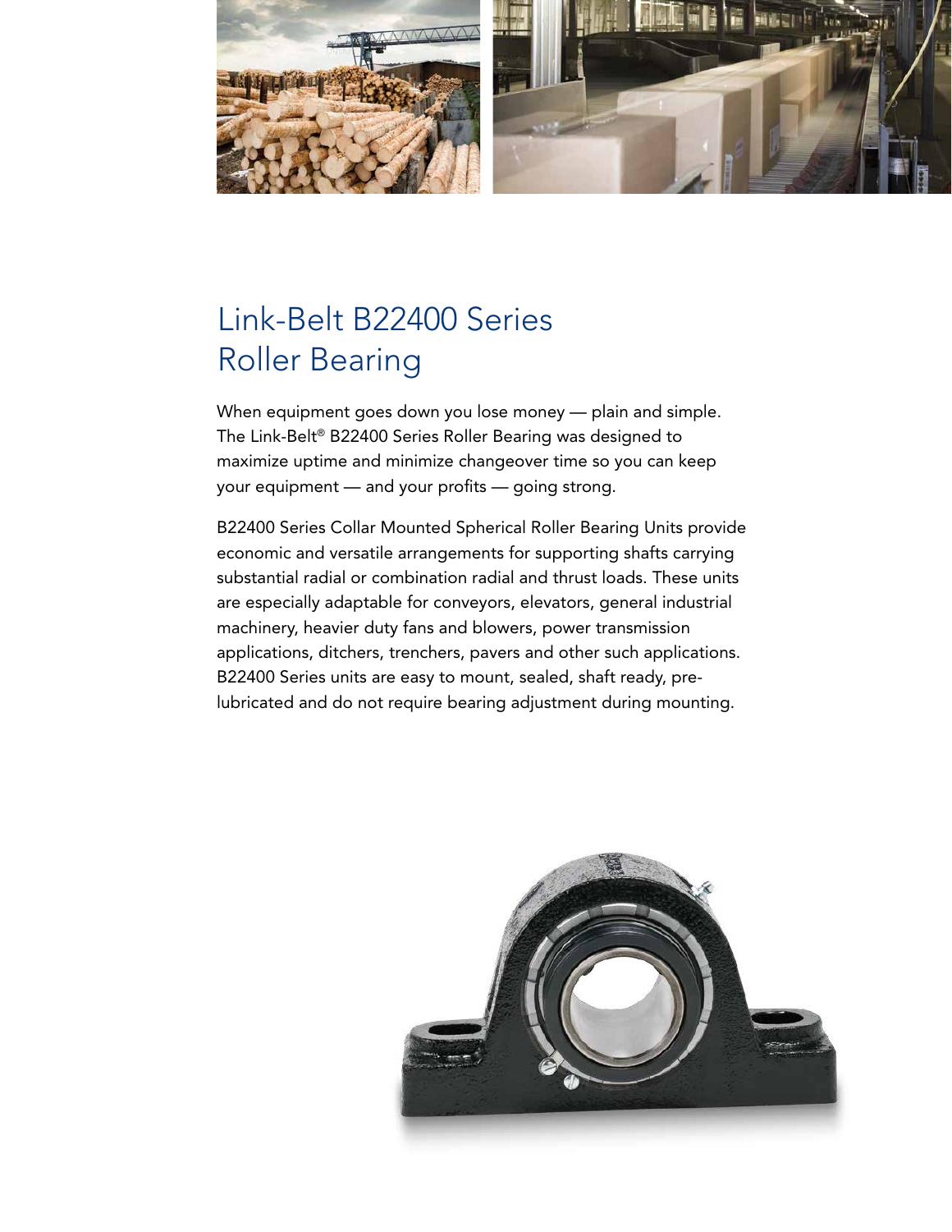# Link-Belt B22400 Series Roller Bearing

When equipment goes down you lose money — plain and simple. The Link-Belt® B22400 Series Roller Bearing was designed to maximize uptime and minimize changeover time so you can keep your equipment — and your profits — going strong.

B22400 Series Collar Mounted Spherical Roller Bearing Units provide economic and versatile arrangements for supporting shafts carrying substantial radial or combination radial and thrust loads. These units are especially adaptable for conveyors, elevators, general industrial machinery, heavier duty fans and blowers, power transmission applications, ditchers, trenchers, pavers and other such applications. B22400 Series units are easy to mount, sealed, shaft ready, pre-lubricated and do not require bearing adjustment during mounting.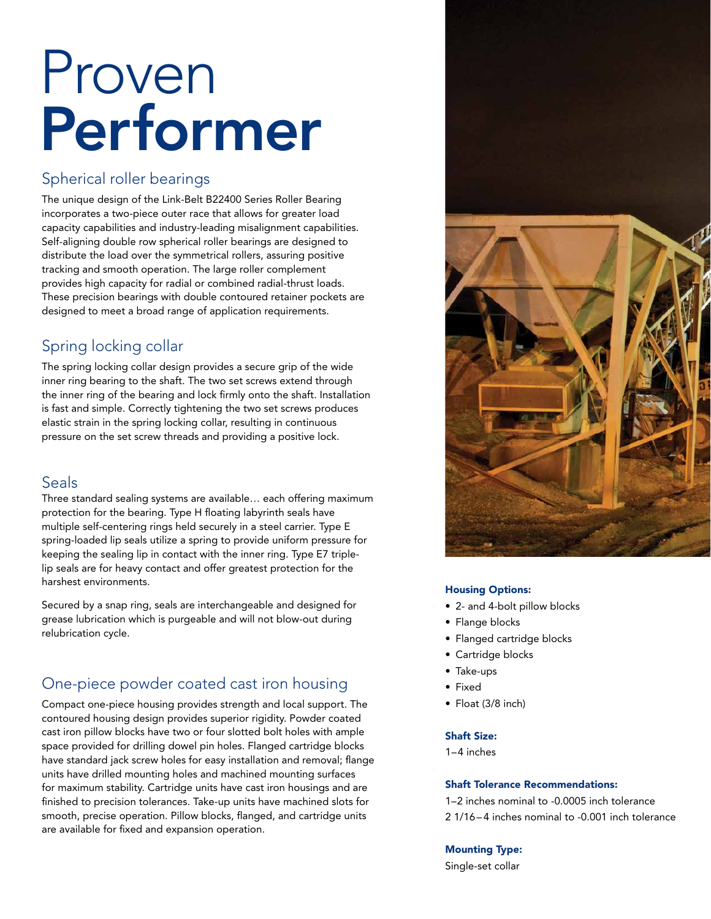# Proven **Performer**

## Spherical roller bearings

The unique design of the Link-Belt B22400 Series Roller Bearing incorporates a two-piece outer race that allows for greater load capacity capabilities and industry-leading misalignment capabilities. Self-aligning double row spherical roller bearings are designed to distribute the load over the symmetrical rollers, assuring positive tracking and smooth operation. The large roller complement provides high capacity for radial or combined radial-thrust loads. These precision bearings with double contoured retainer pockets are designed to meet a broad range of application requirements.

## Spring locking collar

The spring locking collar design provides a secure grip of the wide inner ring bearing to the shaft. The two set screws extend through the inner ring of the bearing and lock firmly onto the shaft. Installation is fast and simple. Correctly tightening the two set screws produces elastic strain in the spring locking collar, resulting in continuous pressure on the set screw threads and providing a positive lock.

## Seals

Three standard sealing systems are available… each offering maximum protection for the bearing. Type H floating labyrinth seals have multiple self-centering rings held securely in a steel carrier. Type E spring-loaded lip seals utilize a spring to provide uniform pressure for keeping the sealing lip in contact with the inner ring. Type E7 triple-lip seals are for heavy contact and offer greatest protection for the harshest environments.

Secured by a snap ring, seals are interchangeable and designed for grease lubrication which is purgeable and will not blow-out during relubrication cycle.

## One-piece powder coated cast iron housing

Compact one-piece housing provides strength and local support. The contoured housing design provides superior rigidity. Powder coated cast iron pillow blocks have two or four slotted bolt holes with ample space provided for drilling dowel pin holes. Flanged cartridge blocks have standard jack screw holes for easy installation and removal; flange units have drilled mounting holes and machined mounting surfaces for maximum stability. Cartridge units have cast iron housings and are finished to precision tolerances. Take-up units have machined slots for smooth, precise operation. Pillow blocks, flanged, and cartridge units are available for fixed and expansion operation.

**Housing Options:**

- 2- and 4-bolt pillow blocks
- Flange blocks
- Flanged cartridge blocks
- Cartridge blocks
- Take-ups
- Fixed
- Float (3/8 inch)

**Shaft Size:**

1–4 inches

**Shaft Tolerance Recommendations:**

1–2 inches nominal to -0.0005 inch tolerance
2 1/16–4 inches nominal to -0.001 inch tolerance

**Mounting Type:**

Single-set collar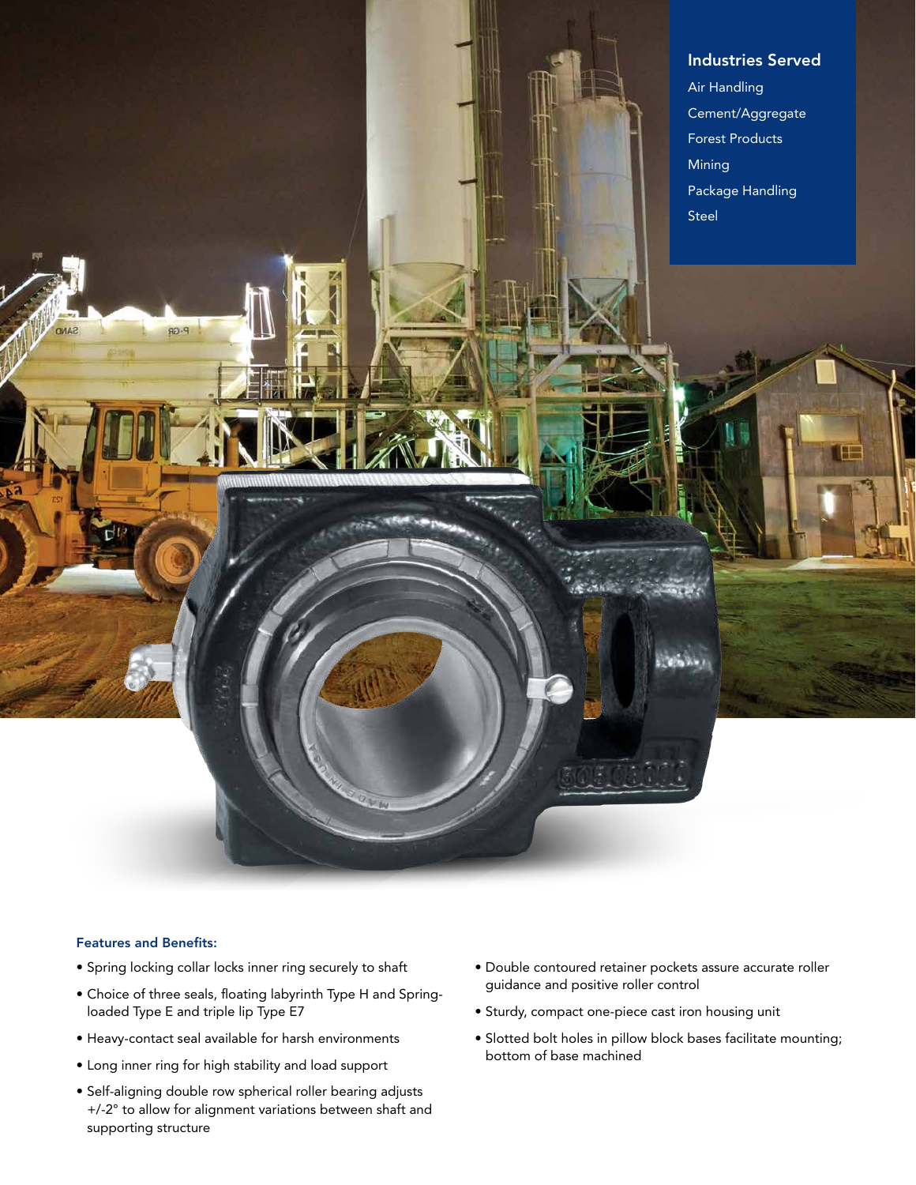## Industries Served

Air Handling

Cement/Aggregate

Forest Products

Mining

Package Handling

Steel

### Features and Benefits:

- Spring locking collar locks inner ring securely to shaft
- Choice of three seals, floating labyrinth Type H and Spring-loaded Type E and triple lip Type E7
- Heavy-contact seal available for harsh environments
- Long inner ring for high stability and load support
- Self-aligning double row spherical roller bearing adjusts +/-2° to allow for alignment variations between shaft and supporting structure
- Double contoured retainer pockets assure accurate roller guidance and positive roller control
- Sturdy, compact one-piece cast iron housing unit
- Slotted bolt holes in pillow block bases facilitate mounting; bottom of base machined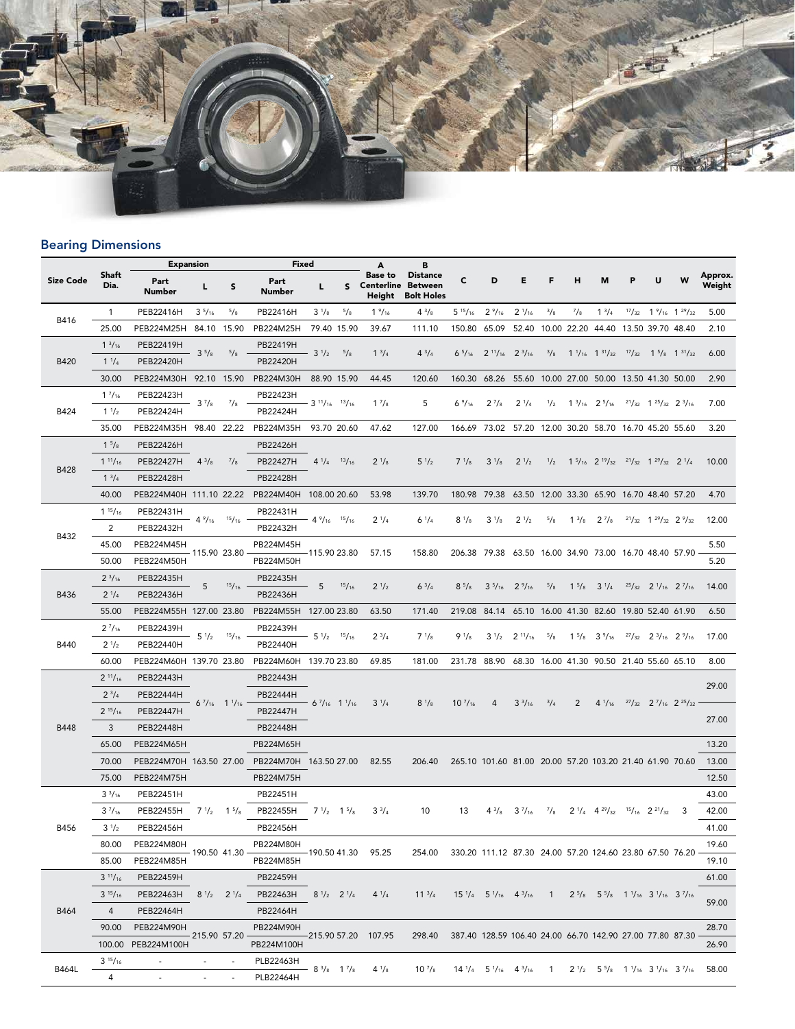## Bearing Dimensions

| Size Code | Shaft Dia. | Expansion | | | Fixed | | | A | B | C | D | E | F | H | M | P | U | W | Approx. Weight |
|---|---|---|---|---|---|---|---|---|---|---|---|---|---|---|---|---|---|---|---|
| | | Part Number | L | S | Part Number | L | S | Base to Centerline Height | Distance Between Bolt Holes | | | | | | | | | | |
| B416 | 1 | PEB22416H | 3 5/16 | 5/8 | PB22416H | 3 1/8 | 5/8 | 1 9/16 | 4 3/8 | 5 15/16 | 2 9/16 | 2 1/16 | 3/8 | 7/8 | 1 3/4 | 17/32 | 1 9/16 | 1 29/32 | 5.00 |
| | 25.00 | PEB224M25H | 84.10 | 15.90 | PB224M25H | 79.40 | 15.90 | 39.67 | 111.10 | 150.80 | 65.09 | 52.40 | 10.00 | 22.20 | 44.40 | 13.50 | 39.70 | 48.40 | 2.10 |
| B420 | 1 3/16 | PEB22419H | 3 5/8 | 5/8 | PB22419H | 3 1/2 | 5/8 | 1 3/4 | 4 3/4 | 6 5/16 | 2 11/16 | 2 3/16 | 3/8 | 1 1/16 | 1 31/32 | 17/32 | 1 5/8 | 1 31/32 | 6.00 |
| | 1 1/4 | PEB22420H | | | PB22420H | | | | | | | | | | | | | | |
| | 30.00 | PEB224M30H | 92.10 | 15.90 | PB224M30H | 88.90 | 15.90 | 44.45 | 120.60 | 160.30 | 68.26 | 55.60 | 10.00 | 27.00 | 50.00 | 13.50 | 41.30 | 50.00 | 2.90 |
| B424 | 1 7/16 | PEB22423H | 3 7/8 | 7/8 | PB22423H | 3 11/16 | 13/16 | 1 7/8 | 5 | 6 9/16 | 2 7/8 | 2 1/4 | 1/2 | 1 3/16 | 2 5/16 | 21/32 | 1 25/32 | 2 3/16 | 7.00 |
| | 1 1/2 | PEB22424H | | | PB22424H | | | | | | | | | | | | | | |
| | 35.00 | PEB224M35H | 98.40 | 22.22 | PB224M35H | 93.70 | 20.60 | 47.62 | 127.00 | 166.69 | 73.02 | 57.20 | 12.00 | 30.20 | 58.70 | 16.70 | 45.20 | 55.60 | 3.20 |
| B428 | 1 5/8 | PEB22426H | 4 3/8 | 7/8 | PB22426H | 4 1/4 | 13/16 | 2 1/8 | 5 1/2 | 7 1/8 | 3 1/8 | 2 1/2 | 1/2 | 1 5/16 | 2 19/32 | 21/32 | 1 29/32 | 2 1/4 | 10.00 |
| | 1 11/16 | PEB22427H | | | PB22427H | | | | | | | | | | | | | | |
| | 1 3/4 | PEB22428H | | | PB22428H | | | | | | | | | | | | | | |
| | 40.00 | PEB224M40H | 111.10 | 22.22 | PB224M40H | 108.00 | 20.60 | 53.98 | 139.70 | 180.98 | 79.38 | 63.50 | 12.00 | 33.30 | 65.90 | 16.70 | 48.40 | 57.20 | 4.70 |
| B432 | 1 15/16 | PEB22431H | 4 9/16 | 15/16 | PB22431H | 4 9/16 | 15/16 | 2 1/4 | 6 1/4 | 8 1/8 | 3 1/8 | 2 1/2 | 5/8 | 1 3/8 | 2 7/8 | 21/32 | 1 29/32 | 2 9/32 | 12.00 |
| | 2 | PEB22432H | | | PB22432H | | | | | | | | | | | | | | |
| | 45.00 | PEB224M45H | 115.90 | 23.80 | PB224M45H | 115.90 | 23.80 | 57.15 | 158.80 | 206.38 | 79.38 | 63.50 | 16.00 | 34.90 | 73.00 | 16.70 | 48.40 | 57.90 | 5.50 |
| | 50.00 | PEB224M50H | | | PB224M50H | | | | | | | | | | | | | | 5.20 |
| B436 | 2 3/16 | PEB22435H | 5 | 15/16 | PB22435H | 5 | 15/16 | 2 1/2 | 6 3/4 | 8 5/8 | 3 5/16 | 2 9/16 | 5/8 | 1 5/8 | 3 1/4 | 25/32 | 2 1/16 | 2 7/16 | 14.00 |
| | 2 1/4 | PEB22436H | | | PB22436H | | | | | | | | | | | | | | |
| | 55.00 | PEB224M55H | 127.00 | 23.80 | PB224M55H | 127.00 | 23.80 | 63.50 | 171.40 | 219.08 | 84.14 | 65.10 | 16.00 | 41.30 | 82.60 | 19.80 | 52.40 | 61.90 | 6.50 |
| B440 | 2 7/16 | PEB22439H | 5 1/2 | 15/16 | PB22439H | 5 1/2 | 15/16 | 2 3/4 | 7 1/8 | 9 1/8 | 3 1/2 | 2 11/16 | 5/8 | 1 5/8 | 3 9/16 | 27/32 | 2 3/16 | 2 9/16 | 17.00 |
| | 2 1/2 | PEB22440H | | | PB22440H | | | | | | | | | | | | | | |
| | 60.00 | PEB224M60H | 139.70 | 23.80 | PB224M60H | 139.70 | 23.80 | 69.85 | 181.00 | 231.78 | 88.90 | 68.30 | 16.00 | 41.30 | 90.50 | 21.40 | 55.60 | 65.10 | 8.00 |
| B448 | 2 11/16 | PEB22443H | 6 7/16 | 1 1/16 | PB22443H | 6 7/16 | 1 1/16 | 3 1/4 | 8 1/8 | 10 7/16 | 4 | 3 3/16 | 3/4 | 2 | 4 1/16 | 27/32 | 2 7/16 | 2 25/32 | 29.00 |
| | 2 3/4 | PEB22444H | | | PB22444H | | | | | | | | | | | | | | |
| | 2 15/16 | PEB22447H | | | PB22447H | | | | | | | | | | | | | | 27.00 |
| | 3 | PEB22448H | | | PB22448H | | | | | | | | | | | | | | |
| | 65.00 | PEB224M65H | | | PB224M65H | | | | | | | | | | | | | | 13.20 |
| | 70.00 | PEB224M70H | 163.50 | 27.00 | PB224M70H | 163.50 | 27.00 | 82.55 | 206.40 | 265.10 | 101.60 | 81.00 | 20.00 | 57.20 | 103.20 | 21.40 | 61.90 | 70.60 | 13.00 |
| | 75.00 | PEB224M75H | | | PB224M75H | | | | | | | | | | | | | | 12.50 |
| B456 | 3 3/16 | PEB22451H | 7 1/2 | 1 5/8 | PB22451H | 7 1/2 | 1 5/8 | 3 3/4 | 10 | 13 | 4 3/8 | 3 7/16 | 7/8 | 2 1/4 | 4 29/32 | 15/16 | 2 21/32 | 3 | 43.00 |
| | 3 7/16 | PEB22455H | | | PB22455H | | | | | | | | | | | | | | 42.00 |
| | 3 1/2 | PEB22456H | | | PB22456H | | | | | | | | | | | | | | 41.00 |
| | 80.00 | PEB224M80H | 190.50 | 41.30 | PB224M80H | 190.50 | 41.30 | 95.25 | 254.00 | 330.20 | 111.12 | 87.30 | 24.00 | 57.20 | 124.60 | 23.80 | 67.50 | 76.20 | 19.60 |
| | 85.00 | PEB224M85H | | | PB224M85H | | | | | | | | | | | | | | 19.10 |
| B464 | 3 11/16 | PEB22459H | 8 1/2 | 2 1/4 | PB22459H | 8 1/2 | 2 1/4 | 4 1/4 | 11 3/4 | 15 1/4 | 5 1/16 | 4 3/16 | 1 | 2 5/8 | 5 5/8 | 1 1/16 | 3 1/16 | 3 7/16 | 61.00 |
| | 3 15/16 | PEB22463H | | | PB22463H | | | | | | | | | | | | | | 59.00 |
| | 4 | PEB22464H | | | PB22464H | | | | | | | | | | | | | | |
| | 90.00 | PEB224M90H | 215.90 | 57.20 | PB224M90H | 215.90 | 57.20 | 107.95 | 298.40 | 387.40 | 128.59 | 106.40 | 24.00 | 66.70 | 142.90 | 27.00 | 77.80 | 87.30 | 28.70 |
| | 100.00 | PEB224M100H | | | PB224M100H | | | | | | | | | | | | | | 26.90 |
| B464L | 3 15/16 | - | - | - | PLB22463H | 8 3/8 | 1 7/8 | 4 1/8 | 10 7/8 | 14 1/4 | 5 1/16 | 4 3/16 | 1 | 2 1/2 | 5 5/8 | 1 1/16 | 3 1/16 | 3 7/16 | 58.00 |
| | 4 | - | - | - | PLB22464H | | | | | | | | | | | | | | |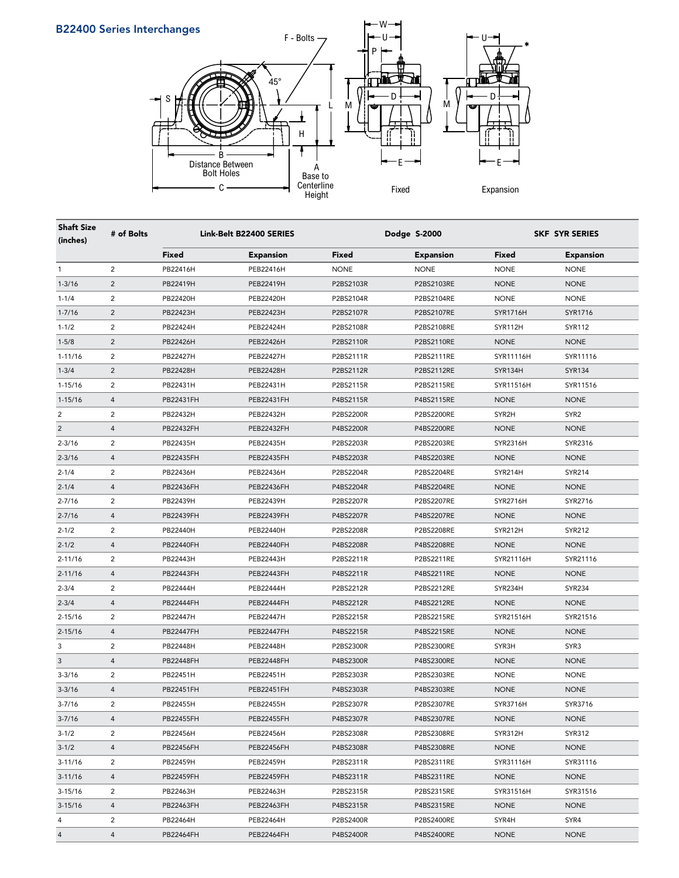## B22400 Series Interchanges

| Shaft Size (inches) | # of Bolts | Link-Belt B22400 SERIES | | Dodge S-2000 | | SKF SYR SERIES | |
|---|---|---|---|---|---|---|---|
| | | Fixed | Expansion | Fixed | Expansion | Fixed | Expansion |
| 1 | 2 | PB22416H | PEB22416H | NONE | NONE | NONE | NONE |
| 1-3/16 | 2 | PB22419H | PEB22419H | P2BS2103R | P2BS2103RE | NONE | NONE |
| 1-1/4 | 2 | PB22420H | PEB22420H | P2BS2104R | P2BS2104RE | NONE | NONE |
| 1-7/16 | 2 | PB22423H | PEB22423H | P2BS2107R | P2BS2107RE | SYR1716H | SYR1716 |
| 1-1/2 | 2 | PB22424H | PEB22424H | P2BS2108R | P2BS2108RE | SYR112H | SYR112 |
| 1-5/8 | 2 | PB22426H | PEB22426H | P2BS2110R | P2BS2110RE | NONE | NONE |
| 1-11/16 | 2 | PB22427H | PEB22427H | P2BS2111R | P2BS2111RE | SYR11116H | SYR11116 |
| 1-3/4 | 2 | PB22428H | PEB22428H | P2BS2112R | P2BS2112RE | SYR134H | SYR134 |
| 1-15/16 | 2 | PB22431H | PEB22431H | P2BS2115R | P2BS2115RE | SYR11516H | SYR11516 |
| 1-15/16 | 4 | PB22431FH | PEB22431FH | P4BS2115R | P4BS2115RE | NONE | NONE |
| 2 | 2 | PB22432H | PEB22432H | P2BS2200R | P2BS2200RE | SYR2H | SYR2 |
| 2 | 4 | PB22432FH | PEB22432FH | P4BS2200R | P4BS2200RE | NONE | NONE |
| 2-3/16 | 2 | PB22435H | PEB22435H | P2BS2203R | P2BS2203RE | SYR2316H | SYR2316 |
| 2-3/16 | 4 | PB22435FH | PEB22435FH | P4BS2203R | P4BS2203RE | NONE | NONE |
| 2-1/4 | 2 | PB22436H | PEB22436H | P2BS2204R | P2BS2204RE | SYR214H | SYR214 |
| 2-1/4 | 4 | PB22436FH | PEB22436FH | P4BS2204R | P4BS2204RE | NONE | NONE |
| 2-7/16 | 2 | PB22439H | PEB22439H | P2BS2207R | P2BS2207RE | SYR2716H | SYR2716 |
| 2-7/16 | 4 | PB22439FH | PEB22439FH | P4BS2207R | P4BS2207RE | NONE | NONE |
| 2-1/2 | 2 | PB22440H | PEB22440H | P2BS2208R | P2BS2208RE | SYR212H | SYR212 |
| 2-1/2 | 4 | PB22440FH | PEB22440FH | P4BS2208R | P4BS2208RE | NONE | NONE |
| 2-11/16 | 2 | PB22443H | PEB22443H | P2BS2211R | P2BS2211RE | SYR21116H | SYR21116 |
| 2-11/16 | 4 | PB22443FH | PEB22443FH | P4BS2211R | P4BS2211RE | NONE | NONE |
| 2-3/4 | 2 | PB22444H | PEB22444H | P2BS2212R | P2BS2212RE | SYR234H | SYR234 |
| 2-3/4 | 4 | PB22444FH | PEB22444FH | P4BS2212R | P4BS2212RE | NONE | NONE |
| 2-15/16 | 2 | PB22447H | PEB22447H | P2BS2215R | P2BS2215RE | SYR21516H | SYR21516 |
| 2-15/16 | 4 | PB22447FH | PEB22447FH | P4BS2215R | P4BS2215RE | NONE | NONE |
| 3 | 2 | PB22448H | PEB22448H | P2BS2300R | P2BS2300RE | SYR3H | SYR3 |
| 3 | 4 | PB22448FH | PEB22448FH | P4BS2300R | P4BS2300RE | NONE | NONE |
| 3-3/16 | 2 | PB22451H | PEB22451H | P2BS2303R | P2BS2303RE | NONE | NONE |
| 3-3/16 | 4 | PB22451FH | PEB22451FH | P4BS2303R | P4BS2303RE | NONE | NONE |
| 3-7/16 | 2 | PB22455H | PEB22455H | P2BS2307R | P2BS2307RE | SYR3716H | SYR3716 |
| 3-7/16 | 4 | PB22455FH | PEB22455FH | P4BS2307R | P4BS2307RE | NONE | NONE |
| 3-1/2 | 2 | PB22456H | PEB22456H | P2BS2308R | P2BS2308RE | SYR312H | SYR312 |
| 3-1/2 | 4 | PB22456FH | PEB22456FH | P4BS2308R | P4BS2308RE | NONE | NONE |
| 3-11/16 | 2 | PB22459H | PEB22459H | P2BS2311R | P2BS2311RE | SYR31116H | SYR31116 |
| 3-11/16 | 4 | PB22459FH | PEB22459FH | P4BS2311R | P4BS2311RE | NONE | NONE |
| 3-15/16 | 2 | PB22463H | PEB22463H | P2BS2315R | P2BS2315RE | SYR31516H | SYR31516 |
| 3-15/16 | 4 | PB22463FH | PEB22463FH | P4BS2315R | P4BS2315RE | NONE | NONE |
| 4 | 2 | PB22464H | PEB22464H | P2BS2400R | P2BS2400RE | SYR4H | SYR4 |
| 4 | 4 | PB22464FH | PEB22464FH | P4BS2400R | P4BS2400RE | NONE | NONE |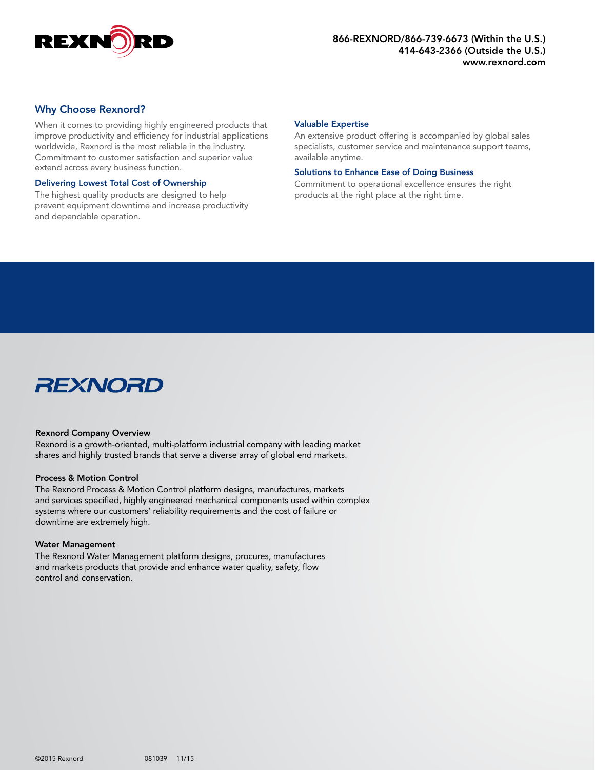866-REXNORD/866-739-6673 (Within the U.S.)
414-643-2366 (Outside the U.S.)
www.rexnord.com

## Why Choose Rexnord?

When it comes to providing highly engineered products that improve productivity and efficiency for industrial applications worldwide, Rexnord is the most reliable in the industry. Commitment to customer satisfaction and superior value extend across every business function.

### Delivering Lowest Total Cost of Ownership

The highest quality products are designed to help prevent equipment downtime and increase productivity and dependable operation.

### Valuable Expertise

An extensive product offering is accompanied by global sales specialists, customer service and maintenance support teams, available anytime.

### Solutions to Enhance Ease of Doing Business

Commitment to operational excellence ensures the right products at the right place at the right time.

## REXNORD

**Rexnord Company Overview**
Rexnord is a growth-oriented, multi-platform industrial company with leading market shares and highly trusted brands that serve a diverse array of global end markets.

**Process & Motion Control**
The Rexnord Process & Motion Control platform designs, manufactures, markets and services specified, highly engineered mechanical components used within complex systems where our customers' reliability requirements and the cost of failure or downtime are extremely high.

**Water Management**
The Rexnord Water Management platform designs, procures, manufactures and markets products that provide and enhance water quality, safety, flow control and conservation.

©2015 Rexnord 081039 11/15